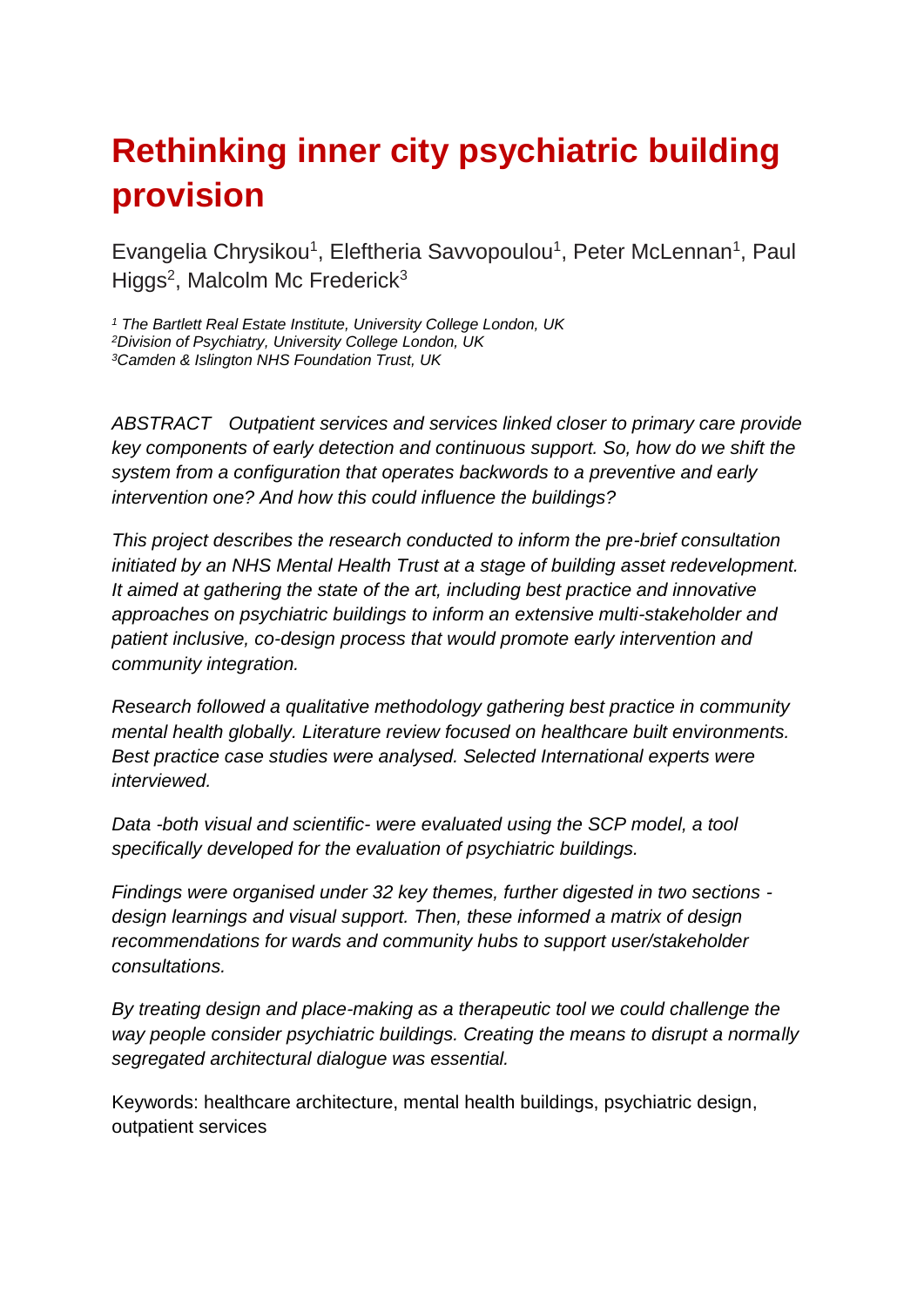# Rethinking inner city psychiatric building provision

Evangelia Chrysikou[1], Eleftheria Savvopoulou[1], Peter McLennan[1], Paul Higgs[2], Malcolm Mc Frederick[3]

*[1] The Bartlett Real Estate Institute, University College London, UK*
*[2]Division of Psychiatry, University College London, UK*
*[3]Camden & Islington NHS Foundation Trust, UK*

*ABSTRACT Outpatient services and services linked closer to primary care provide key components of early detection and continuous support. So, how do we shift the system from a configuration that operates backwords to a preventive and early intervention one? And how this could influence the buildings?*

*This project describes the research conducted to inform the pre-brief consultation initiated by an NHS Mental Health Trust at a stage of building asset redevelopment. It aimed at gathering the state of the art, including best practice and innovative approaches on psychiatric buildings to inform an extensive multi-stakeholder and patient inclusive, co-design process that would promote early intervention and community integration.*

*Research followed a qualitative methodology gathering best practice in community mental health globally. Literature review focused on healthcare built environments. Best practice case studies were analysed. Selected International experts were interviewed.*

*Data -both visual and scientific- were evaluated using the SCP model, a tool specifically developed for the evaluation of psychiatric buildings.*

*Findings were organised under 32 key themes, further digested in two sections - design learnings and visual support. Then, these informed a matrix of design recommendations for wards and community hubs to support user/stakeholder consultations.*

*By treating design and place-making as a therapeutic tool we could challenge the way people consider psychiatric buildings. Creating the means to disrupt a normally segregated architectural dialogue was essential.*

Keywords: healthcare architecture, mental health buildings, psychiatric design, outpatient services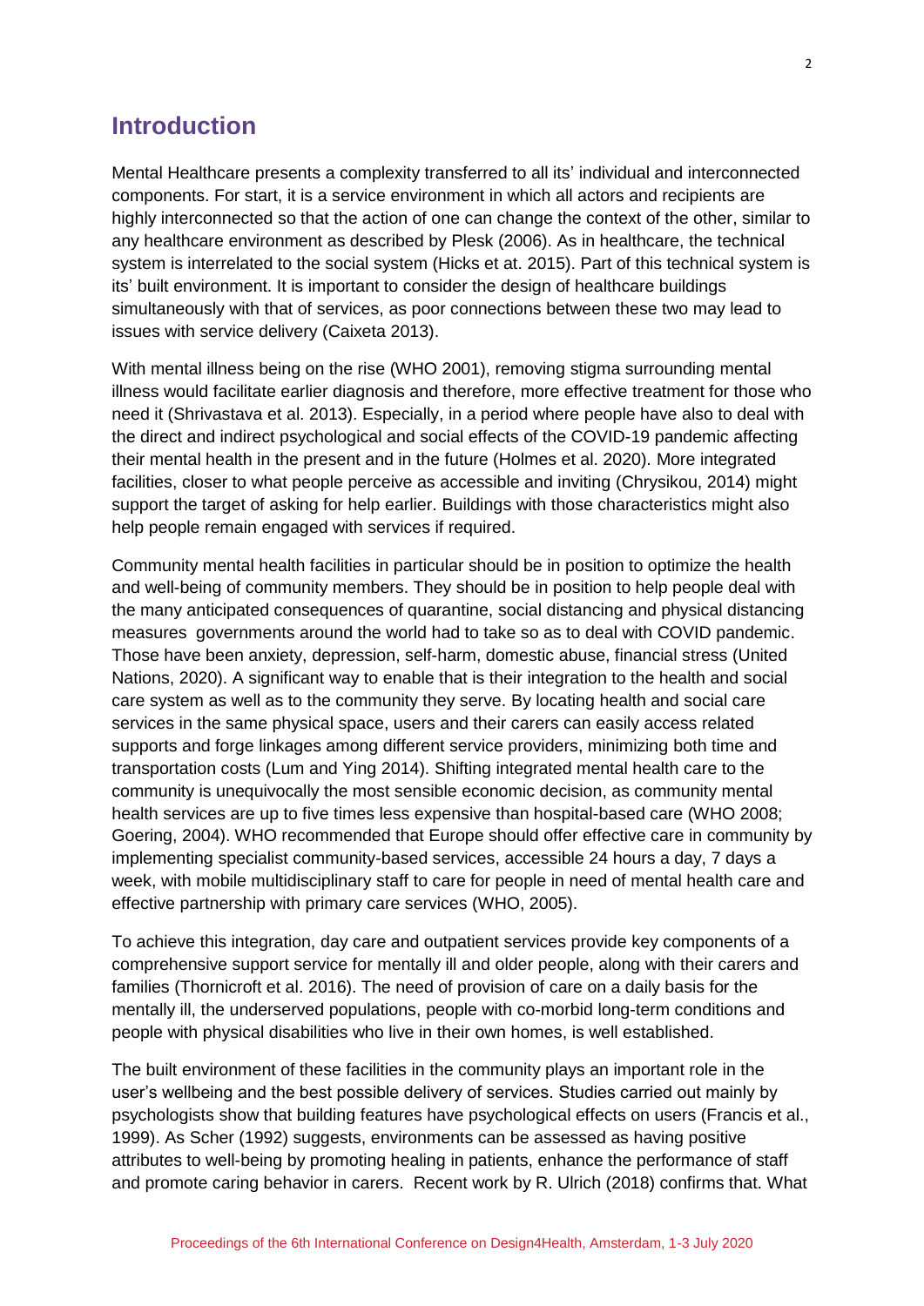## Introduction

Mental Healthcare presents a complexity transferred to all its' individual and interconnected components. For start, it is a service environment in which all actors and recipients are highly interconnected so that the action of one can change the context of the other, similar to any healthcare environment as described by Plesk (2006). As in healthcare, the technical system is interrelated to the social system (Hicks et at. 2015). Part of this technical system is its' built environment. It is important to consider the design of healthcare buildings simultaneously with that of services, as poor connections between these two may lead to issues with service delivery (Caixeta 2013).

With mental illness being on the rise (WHO 2001), removing stigma surrounding mental illness would facilitate earlier diagnosis and therefore, more effective treatment for those who need it (Shrivastava et al. 2013). Especially, in a period where people have also to deal with the direct and indirect psychological and social effects of the COVID-19 pandemic affecting their mental health in the present and in the future (Holmes et al. 2020). More integrated facilities, closer to what people perceive as accessible and inviting (Chrysikou, 2014) might support the target of asking for help earlier. Buildings with those characteristics might also help people remain engaged with services if required.

Community mental health facilities in particular should be in position to optimize the health and well-being of community members. They should be in position to help people deal with the many anticipated consequences of quarantine, social distancing and physical distancing measures governments around the world had to take so as to deal with COVID pandemic. Those have been anxiety, depression, self-harm, domestic abuse, financial stress (United Nations, 2020). A significant way to enable that is their integration to the health and social care system as well as to the community they serve. By locating health and social care services in the same physical space, users and their carers can easily access related supports and forge linkages among different service providers, minimizing both time and transportation costs (Lum and Ying 2014). Shifting integrated mental health care to the community is unequivocally the most sensible economic decision, as community mental health services are up to five times less expensive than hospital-based care (WHO 2008; Goering, 2004). WHO recommended that Europe should offer effective care in community by implementing specialist community-based services, accessible 24 hours a day, 7 days a week, with mobile multidisciplinary staff to care for people in need of mental health care and effective partnership with primary care services (WHO, 2005).

To achieve this integration, day care and outpatient services provide key components of a comprehensive support service for mentally ill and older people, along with their carers and families (Thornicroft et al. 2016). The need of provision of care on a daily basis for the mentally ill, the underserved populations, people with co-morbid long-term conditions and people with physical disabilities who live in their own homes, is well established.

The built environment of these facilities in the community plays an important role in the user's wellbeing and the best possible delivery of services. Studies carried out mainly by psychologists show that building features have psychological effects on users (Francis et al., 1999). As Scher (1992) suggests, environments can be assessed as having positive attributes to well-being by promoting healing in patients, enhance the performance of staff and promote caring behavior in carers. Recent work by R. Ulrich (2018) confirms that. What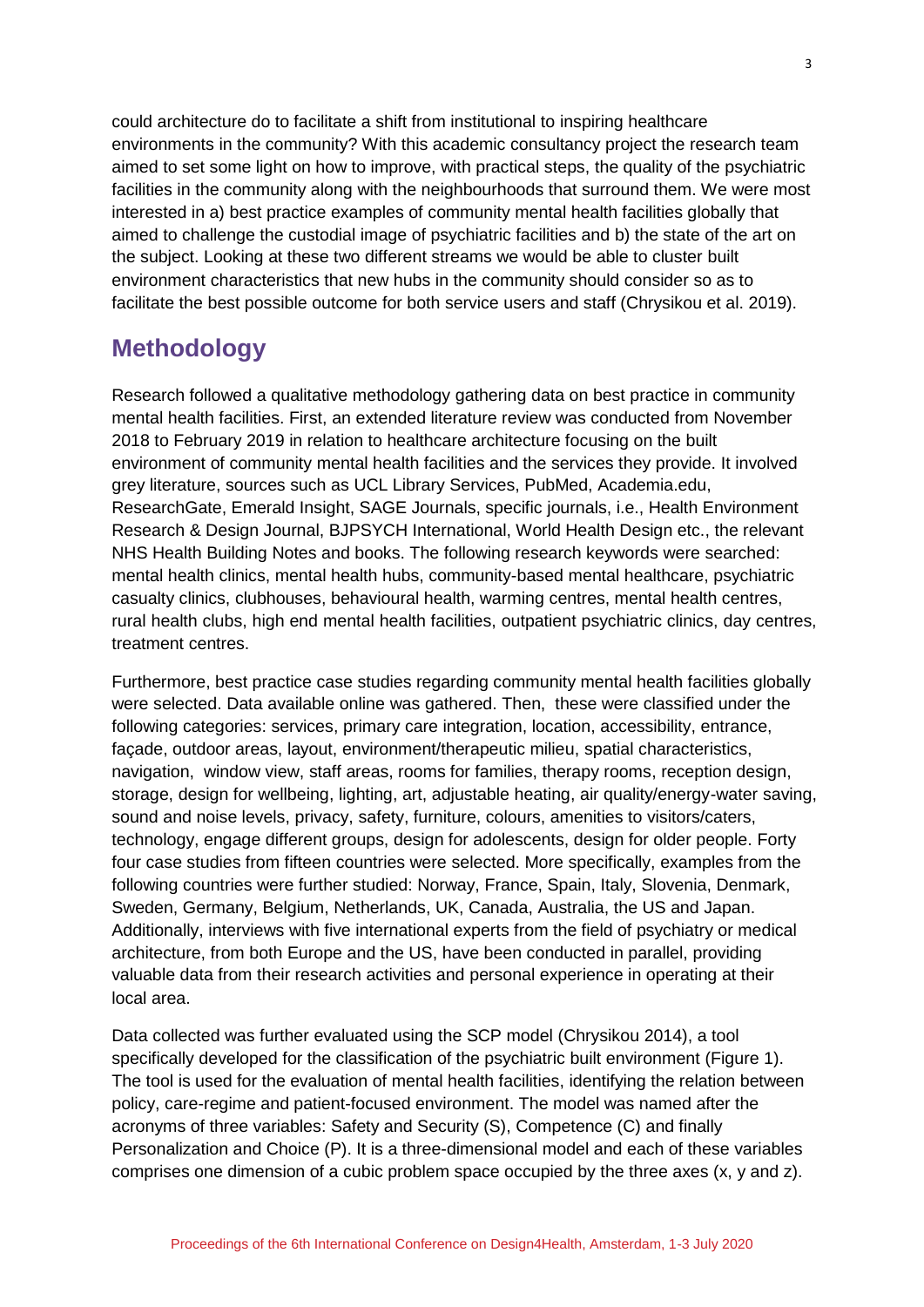could architecture do to facilitate a shift from institutional to inspiring healthcare environments in the community? With this academic consultancy project the research team aimed to set some light on how to improve, with practical steps, the quality of the psychiatric facilities in the community along with the neighbourhoods that surround them. We were most interested in a) best practice examples of community mental health facilities globally that aimed to challenge the custodial image of psychiatric facilities and b) the state of the art on the subject. Looking at these two different streams we would be able to cluster built environment characteristics that new hubs in the community should consider so as to facilitate the best possible outcome for both service users and staff (Chrysikou et al. 2019).

## Methodology

Research followed a qualitative methodology gathering data on best practice in community mental health facilities. First, an extended literature review was conducted from November 2018 to February 2019 in relation to healthcare architecture focusing on the built environment of community mental health facilities and the services they provide. It involved grey literature, sources such as UCL Library Services, PubMed, Academia.edu, ResearchGate, Emerald Insight, SAGE Journals, specific journals, i.e., Health Environment Research & Design Journal, BJPSYCH International, World Health Design etc., the relevant NHS Health Building Notes and books. The following research keywords were searched: mental health clinics, mental health hubs, community-based mental healthcare, psychiatric casualty clinics, clubhouses, behavioural health, warming centres, mental health centres, rural health clubs, high end mental health facilities, outpatient psychiatric clinics, day centres, treatment centres.

Furthermore, best practice case studies regarding community mental health facilities globally were selected. Data available online was gathered. Then, these were classified under the following categories: services, primary care integration, location, accessibility, entrance, façade, outdoor areas, layout, environment/therapeutic milieu, spatial characteristics, navigation, window view, staff areas, rooms for families, therapy rooms, reception design, storage, design for wellbeing, lighting, art, adjustable heating, air quality/energy-water saving, sound and noise levels, privacy, safety, furniture, colours, amenities to visitors/caters, technology, engage different groups, design for adolescents, design for older people. Forty four case studies from fifteen countries were selected. More specifically, examples from the following countries were further studied: Norway, France, Spain, Italy, Slovenia, Denmark, Sweden, Germany, Belgium, Netherlands, UK, Canada, Australia, the US and Japan. Additionally, interviews with five international experts from the field of psychiatry or medical architecture, from both Europe and the US, have been conducted in parallel, providing valuable data from their research activities and personal experience in operating at their local area.

Data collected was further evaluated using the SCP model (Chrysikou 2014), a tool specifically developed for the classification of the psychiatric built environment (Figure 1). The tool is used for the evaluation of mental health facilities, identifying the relation between policy, care-regime and patient-focused environment. The model was named after the acronyms of three variables: Safety and Security (S), Competence (C) and finally Personalization and Choice (P). It is a three-dimensional model and each of these variables comprises one dimension of a cubic problem space occupied by the three axes (x, y and z).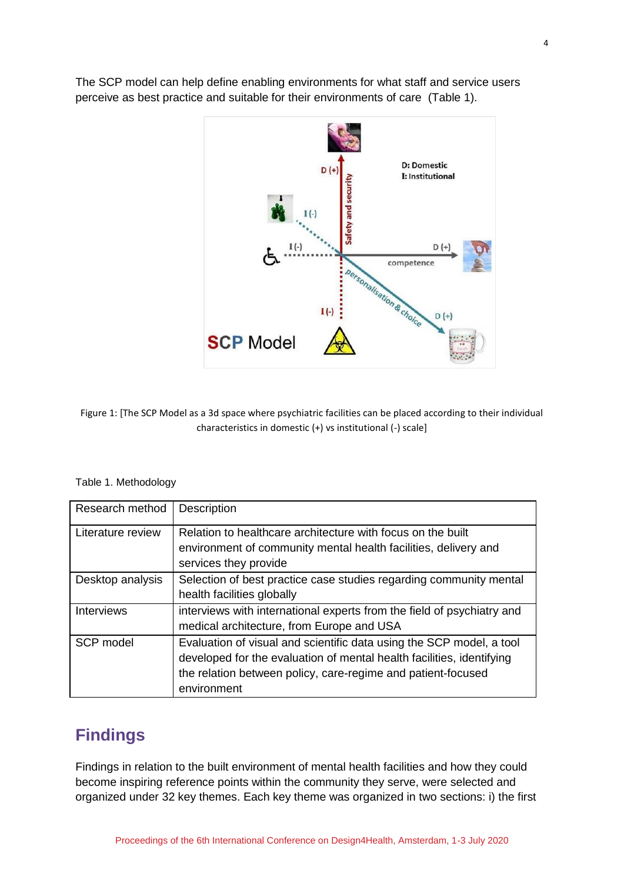The SCP model can help define enabling environments for what staff and service users perceive as best practice and suitable for their environments of care (Table 1).

Figure 1: [The SCP Model as a 3d space where psychiatric facilities can be placed according to their individual characteristics in domestic (+) vs institutional (-) scale]

Table 1. Methodology

| Research method | Description |
|---|---|
| Literature review | Relation to healthcare architecture with focus on the built environment of community mental health facilities, delivery and services they provide |
| Desktop analysis | Selection of best practice case studies regarding community mental health facilities globally |
| Interviews | interviews with international experts from the field of psychiatry and medical architecture, from Europe and USA |
| SCP model | Evaluation of visual and scientific data using the SCP model, a tool developed for the evaluation of mental health facilities, identifying the relation between policy, care-regime and patient-focused environment |

## Findings

Findings in relation to the built environment of mental health facilities and how they could become inspiring reference points within the community they serve, were selected and organized under 32 key themes. Each key theme was organized in two sections: i) the first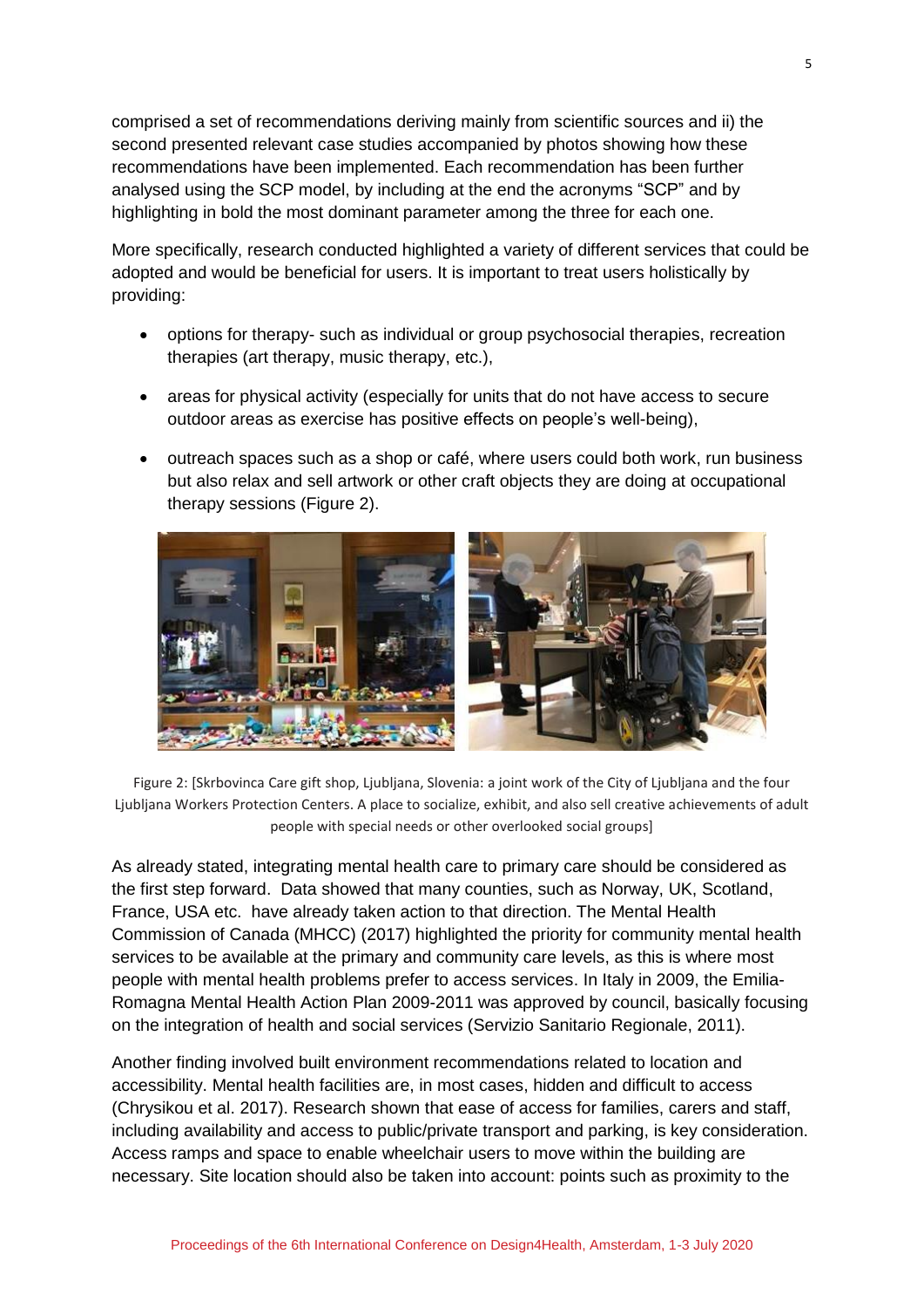comprised a set of recommendations deriving mainly from scientific sources and ii) the second presented relevant case studies accompanied by photos showing how these recommendations have been implemented. Each recommendation has been further analysed using the SCP model, by including at the end the acronyms "SCP" and by highlighting in bold the most dominant parameter among the three for each one.

More specifically, research conducted highlighted a variety of different services that could be adopted and would be beneficial for users. It is important to treat users holistically by providing:

- options for therapy- such as individual or group psychosocial therapies, recreation therapies (art therapy, music therapy, etc.),
- areas for physical activity (especially for units that do not have access to secure outdoor areas as exercise has positive effects on people's well-being),
- outreach spaces such as a shop or café, where users could both work, run business but also relax and sell artwork or other craft objects they are doing at occupational therapy sessions (Figure 2).

Figure 2: [Skrbovinca Care gift shop, Ljubljana, Slovenia: a joint work of the City of Ljubljana and the four Ljubljana Workers Protection Centers. A place to socialize, exhibit, and also sell creative achievements of adult people with special needs or other overlooked social groups]

As already stated, integrating mental health care to primary care should be considered as the first step forward. Data showed that many counties, such as Norway, UK, Scotland, France, USA etc. have already taken action to that direction. The Mental Health Commission of Canada (MHCC) (2017) highlighted the priority for community mental health services to be available at the primary and community care levels, as this is where most people with mental health problems prefer to access services. In Italy in 2009, the Emilia-Romagna Mental Health Action Plan 2009-2011 was approved by council, basically focusing on the integration of health and social services (Servizio Sanitario Regionale, 2011).

Another finding involved built environment recommendations related to location and accessibility. Mental health facilities are, in most cases, hidden and difficult to access (Chrysikou et al. 2017). Research shown that ease of access for families, carers and staff, including availability and access to public/private transport and parking, is key consideration. Access ramps and space to enable wheelchair users to move within the building are necessary. Site location should also be taken into account: points such as proximity to the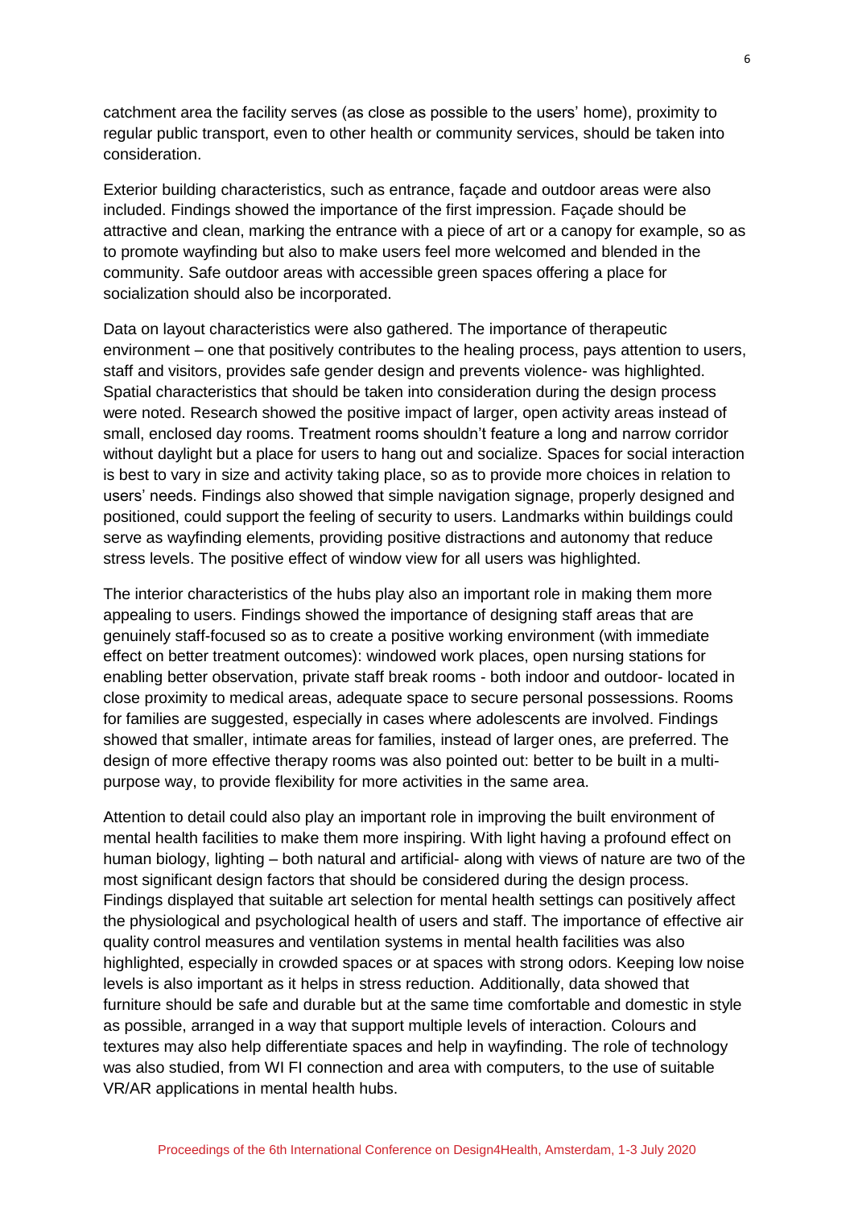catchment area the facility serves (as close as possible to the users' home), proximity to regular public transport, even to other health or community services, should be taken into consideration.

Exterior building characteristics, such as entrance, façade and outdoor areas were also included. Findings showed the importance of the first impression. Façade should be attractive and clean, marking the entrance with a piece of art or a canopy for example, so as to promote wayfinding but also to make users feel more welcomed and blended in the community. Safe outdoor areas with accessible green spaces offering a place for socialization should also be incorporated.

Data on layout characteristics were also gathered. The importance of therapeutic environment – one that positively contributes to the healing process, pays attention to users, staff and visitors, provides safe gender design and prevents violence- was highlighted. Spatial characteristics that should be taken into consideration during the design process were noted. Research showed the positive impact of larger, open activity areas instead of small, enclosed day rooms. Treatment rooms shouldn't feature a long and narrow corridor without daylight but a place for users to hang out and socialize. Spaces for social interaction is best to vary in size and activity taking place, so as to provide more choices in relation to users' needs. Findings also showed that simple navigation signage, properly designed and positioned, could support the feeling of security to users. Landmarks within buildings could serve as wayfinding elements, providing positive distractions and autonomy that reduce stress levels. The positive effect of window view for all users was highlighted.

The interior characteristics of the hubs play also an important role in making them more appealing to users. Findings showed the importance of designing staff areas that are genuinely staff-focused so as to create a positive working environment (with immediate effect on better treatment outcomes): windowed work places, open nursing stations for enabling better observation, private staff break rooms - both indoor and outdoor- located in close proximity to medical areas, adequate space to secure personal possessions. Rooms for families are suggested, especially in cases where adolescents are involved. Findings showed that smaller, intimate areas for families, instead of larger ones, are preferred. The design of more effective therapy rooms was also pointed out: better to be built in a multi-purpose way, to provide flexibility for more activities in the same area.

Attention to detail could also play an important role in improving the built environment of mental health facilities to make them more inspiring. With light having a profound effect on human biology, lighting – both natural and artificial- along with views of nature are two of the most significant design factors that should be considered during the design process. Findings displayed that suitable art selection for mental health settings can positively affect the physiological and psychological health of users and staff. The importance of effective air quality control measures and ventilation systems in mental health facilities was also highlighted, especially in crowded spaces or at spaces with strong odors. Keeping low noise levels is also important as it helps in stress reduction. Additionally, data showed that furniture should be safe and durable but at the same time comfortable and domestic in style as possible, arranged in a way that support multiple levels of interaction. Colours and textures may also help differentiate spaces and help in wayfinding. The role of technology was also studied, from WI FI connection and area with computers, to the use of suitable VR/AR applications in mental health hubs.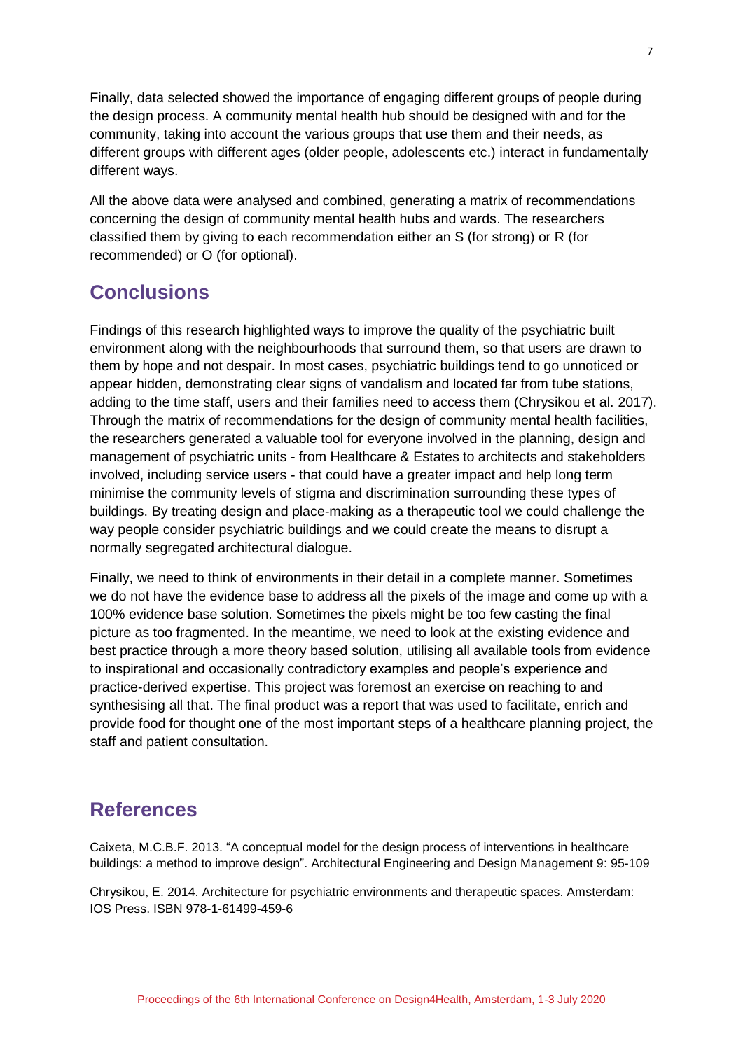Finally, data selected showed the importance of engaging different groups of people during the design process. A community mental health hub should be designed with and for the community, taking into account the various groups that use them and their needs, as different groups with different ages (older people, adolescents etc.) interact in fundamentally different ways.

All the above data were analysed and combined, generating a matrix of recommendations concerning the design of community mental health hubs and wards. The researchers classified them by giving to each recommendation either an S (for strong) or R (for recommended) or O (for optional).

## Conclusions

Findings of this research highlighted ways to improve the quality of the psychiatric built environment along with the neighbourhoods that surround them, so that users are drawn to them by hope and not despair. In most cases, psychiatric buildings tend to go unnoticed or appear hidden, demonstrating clear signs of vandalism and located far from tube stations, adding to the time staff, users and their families need to access them (Chrysikou et al. 2017). Through the matrix of recommendations for the design of community mental health facilities, the researchers generated a valuable tool for everyone involved in the planning, design and management of psychiatric units - from Healthcare & Estates to architects and stakeholders involved, including service users - that could have a greater impact and help long term minimise the community levels of stigma and discrimination surrounding these types of buildings. By treating design and place-making as a therapeutic tool we could challenge the way people consider psychiatric buildings and we could create the means to disrupt a normally segregated architectural dialogue.

Finally, we need to think of environments in their detail in a complete manner. Sometimes we do not have the evidence base to address all the pixels of the image and come up with a 100% evidence base solution. Sometimes the pixels might be too few casting the final picture as too fragmented. In the meantime, we need to look at the existing evidence and best practice through a more theory based solution, utilising all available tools from evidence to inspirational and occasionally contradictory examples and people's experience and practice-derived expertise. This project was foremost an exercise on reaching to and synthesising all that. The final product was a report that was used to facilitate, enrich and provide food for thought one of the most important steps of a healthcare planning project, the staff and patient consultation.

## References

Caixeta, M.C.B.F. 2013. "A conceptual model for the design process of interventions in healthcare buildings: a method to improve design". Architectural Engineering and Design Management 9: 95-109

Chrysikou, E. 2014. Architecture for psychiatric environments and therapeutic spaces. Amsterdam: IOS Press. ISBN 978-1-61499-459-6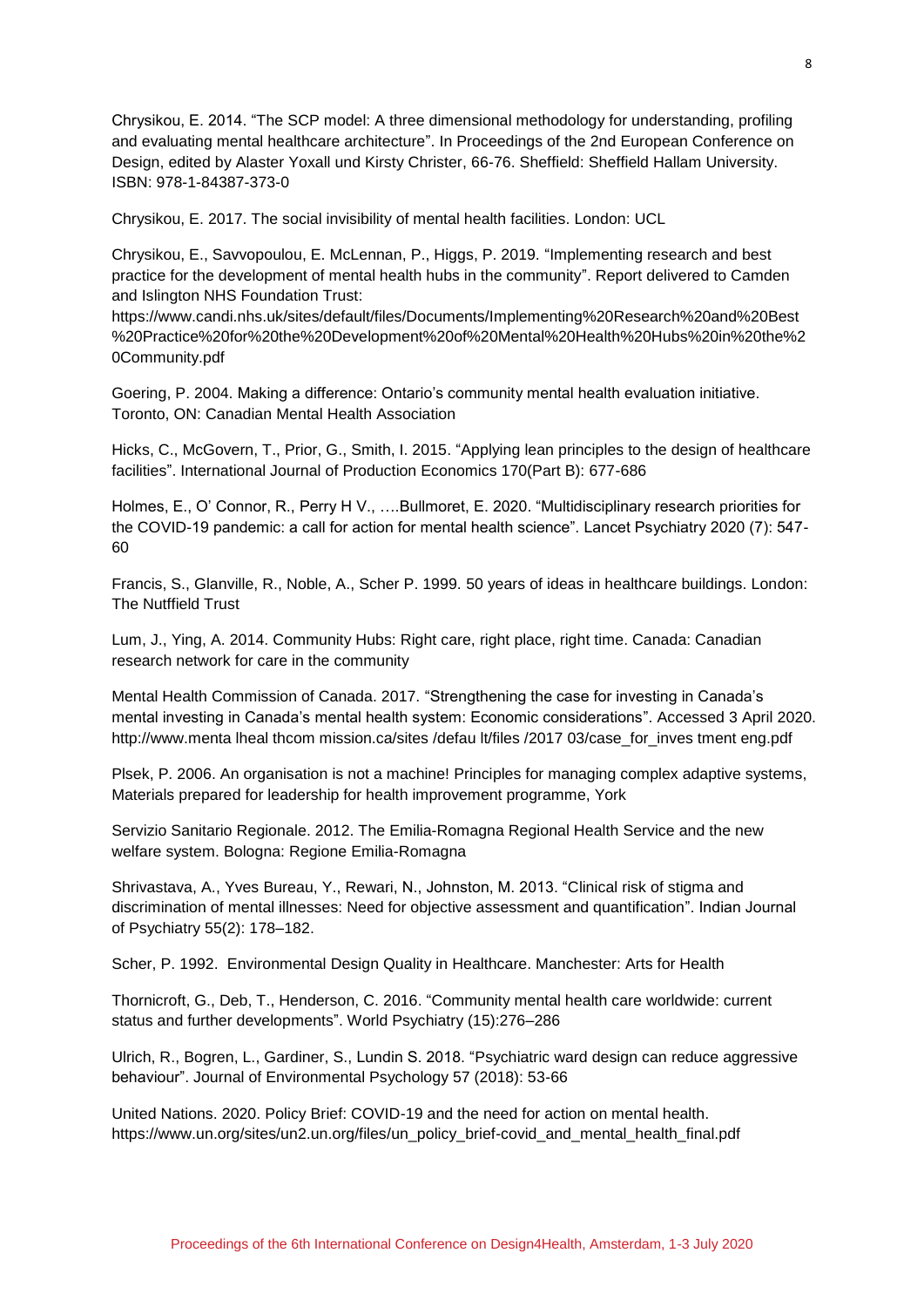Chrysikou, E. 2014. “The SCP model: A three dimensional methodology for understanding, profiling and evaluating mental healthcare architecture”. In Proceedings of the 2nd European Conference on Design, edited by Alaster Yoxall und Kirsty Christer, 66-76. Sheffield: Sheffield Hallam University. ISBN: 978-1-84387-373-0

Chrysikou, E. 2017. The social invisibility of mental health facilities. London: UCL

Chrysikou, E., Savvopoulou, E. McLennan, P., Higgs, P. 2019. “Implementing research and best practice for the development of mental health hubs in the community”. Report delivered to Camden and Islington NHS Foundation Trust: https://www.candi.nhs.uk/sites/default/files/Documents/Implementing%20Research%20and%20Best%20Practice%20for%20the%20Development%20of%20Mental%20Health%20Hubs%20in%20the%20Community.pdf

Goering, P. 2004. Making a difference: Ontario’s community mental health evaluation initiative. Toronto, ON: Canadian Mental Health Association

Hicks, C., McGovern, T., Prior, G., Smith, I. 2015. “Applying lean principles to the design of healthcare facilities”. International Journal of Production Economics 170(Part B): 677-686

Holmes, E., O’ Connor, R., Perry H V., ….Bullmoret, E. 2020. “Multidisciplinary research priorities for the COVID-19 pandemic: a call for action for mental health science”. Lancet Psychiatry 2020 (7): 547-60

Francis, S., Glanville, R., Noble, A., Scher P. 1999. 50 years of ideas in healthcare buildings. London: The Nutffield Trust

Lum, J., Ying, A. 2014. Community Hubs: Right care, right place, right time. Canada: Canadian research network for care in the community

Mental Health Commission of Canada. 2017. “Strengthening the case for investing in Canada’s mental investing in Canada’s mental health system: Economic considerations”. Accessed 3 April 2020. http://www.menta lheal thcom mission.ca/sites /defau lt/files /2017 03/case_for_inves tment eng.pdf

Plsek, P. 2006. An organisation is not a machine! Principles for managing complex adaptive systems, Materials prepared for leadership for health improvement programme, York

Servizio Sanitario Regionale. 2012. The Emilia-Romagna Regional Health Service and the new welfare system. Bologna: Regione Emilia-Romagna

Shrivastava, A., Yves Bureau, Y., Rewari, N., Johnston, M. 2013. “Clinical risk of stigma and discrimination of mental illnesses: Need for objective assessment and quantification”. Indian Journal of Psychiatry 55(2): 178–182.

Scher, P. 1992. Environmental Design Quality in Healthcare. Manchester: Arts for Health

Thornicroft, G., Deb, T., Henderson, C. 2016. “Community mental health care worldwide: current status and further developments”. World Psychiatry (15):276–286

Ulrich, R., Bogren, L., Gardiner, S., Lundin S. 2018. “Psychiatric ward design can reduce aggressive behaviour”. Journal of Environmental Psychology 57 (2018): 53-66

United Nations. 2020. Policy Brief: COVID-19 and the need for action on mental health. https://www.un.org/sites/un2.un.org/files/un_policy_brief-covid_and_mental_health_final.pdf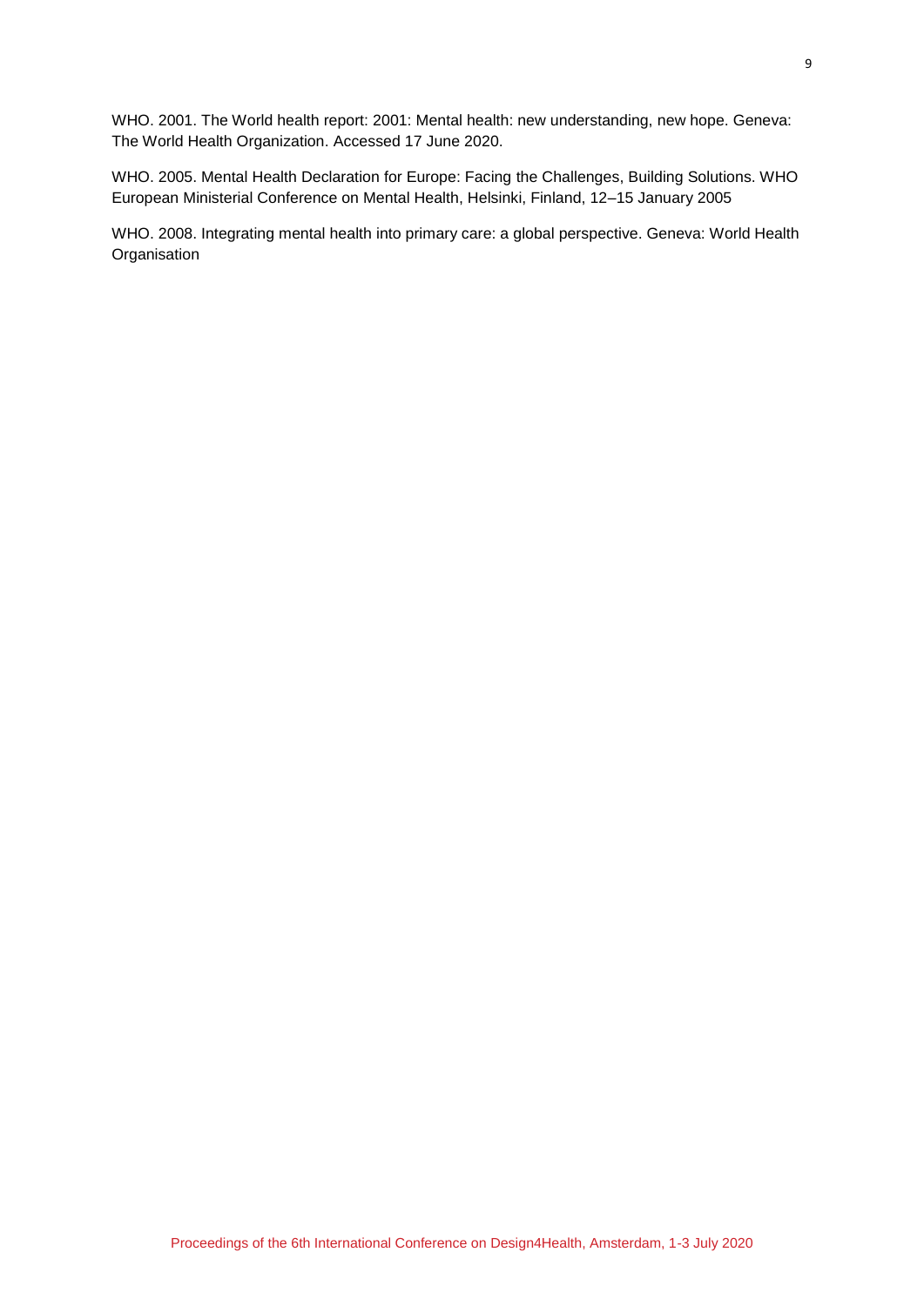WHO. 2001. The World health report: 2001: Mental health: new understanding, new hope. Geneva: The World Health Organization. Accessed 17 June 2020.

WHO. 2005. Mental Health Declaration for Europe: Facing the Challenges, Building Solutions. WHO European Ministerial Conference on Mental Health, Helsinki, Finland, 12–15 January 2005

WHO. 2008. Integrating mental health into primary care: a global perspective. Geneva: World Health Organisation